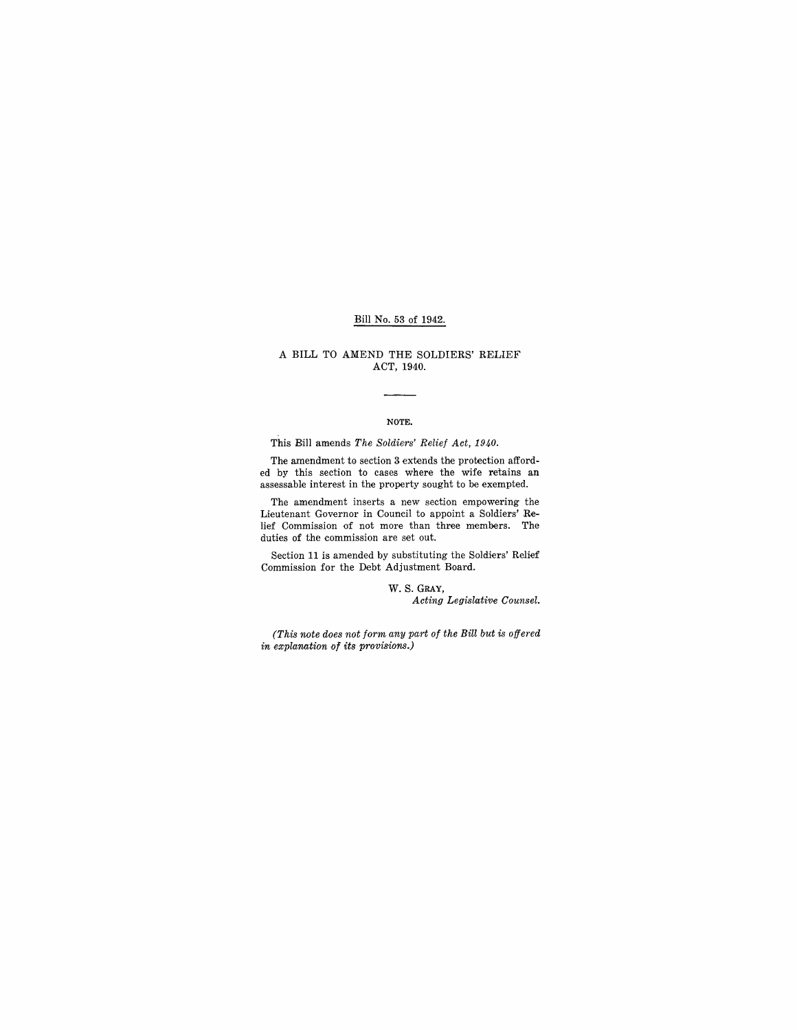Bill No. 53 of 1942.

# A BILL TO AMEND THE SOLDIERS' RELIEF ACT, 1940.

---

## NOTE.

This Bill amends *The Soldiers' Relief Act, 1940.*

The amendment to section 3 extends the protection afforded by this section to cases where the wife retains an assessable interest in the property sought to be exempted.

The amendment inserts a new section empowering the Lieutenant Governor in Council to appoint a Soldiers' Relief Commission of not more than three members. The duties of the commission are set out.

Section 11 is amended by substituting the Soldiers' Relief Commission for the Debt Adjustment Board.

W. S. GRAY,
*Acting Legislative Counsel.*

*(This note does not form any part of the Bill but is offered in explanation of its provisions.)*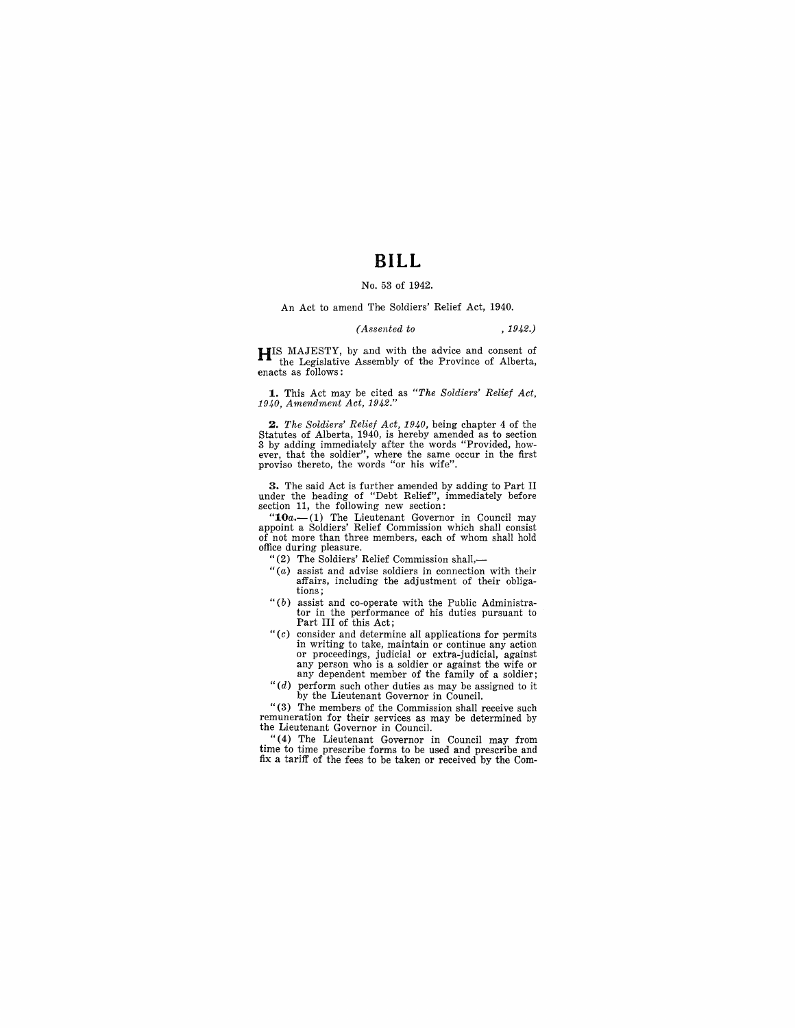# BILL

No. 53 of 1942.

An Act to amend The Soldiers' Relief Act, 1940.

*(Assented to , 1942.)*

HIS MAJESTY, by and with the advice and consent of the Legislative Assembly of the Province of Alberta, enacts as follows:

**1.** This Act may be cited as *"The Soldiers' Relief Act, 1940, Amendment Act, 1942."*

**2.** *The Soldiers' Relief Act, 1940,* being chapter 4 of the Statutes of Alberta, 1940, is hereby amended as to section 3 by adding immediately after the words "Provided, however, that the soldier", where the same occur in the first proviso thereto, the words "or his wife".

**3.** The said Act is further amended by adding to Part II under the heading of "Debt Relief", immediately before section 11, the following new section:

"**10***a*.—(1) The Lieutenant Governor in Council may appoint a Soldiers' Relief Commission which shall consist of not more than three members, each of whom shall hold office during pleasure.

"(2) The Soldiers' Relief Commission shall,—

"(*a*) assist and advise soldiers in connection with their affairs, including the adjustment of their obligations;

"(*b*) assist and co-operate with the Public Administrator in the performance of his duties pursuant to Part III of this Act;

"(*c*) consider and determine all applications for permits in writing to take, maintain or continue any action or proceedings, judicial or extra-judicial, against any person who is a soldier or against the wife or any dependent member of the family of a soldier;

"(*d*) perform such other duties as may be assigned to it by the Lieutenant Governor in Council.

"(3) The members of the Commission shall receive such remuneration for their services as may be determined by the Lieutenant Governor in Council.

"(4) The Lieutenant Governor in Council may from time to time prescribe forms to be used and prescribe and fix a tariff of the fees to be taken or received by the Com-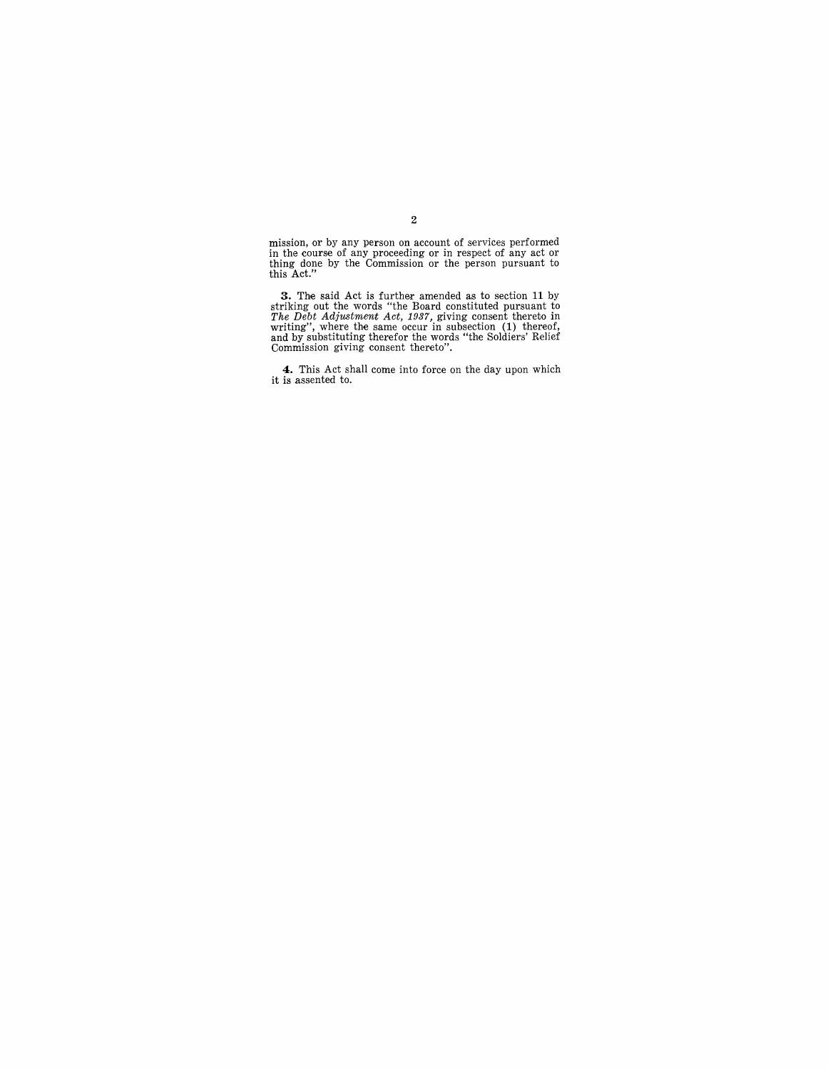mission, or by any person on account of services performed in the course of any proceeding or in respect of any act or thing done by the Commission or the person pursuant to this Act."

**3.** The said Act is further amended as to section 11 by striking out the words "the Board constituted pursuant to *The Debt Adjustment Act, 1937,* giving consent thereto in writing", where the same occur in subsection (1) thereof, and by substituting therefor the words "the Soldiers' Relief Commission giving consent thereto".

**4.** This Act shall come into force on the day upon which it is assented to.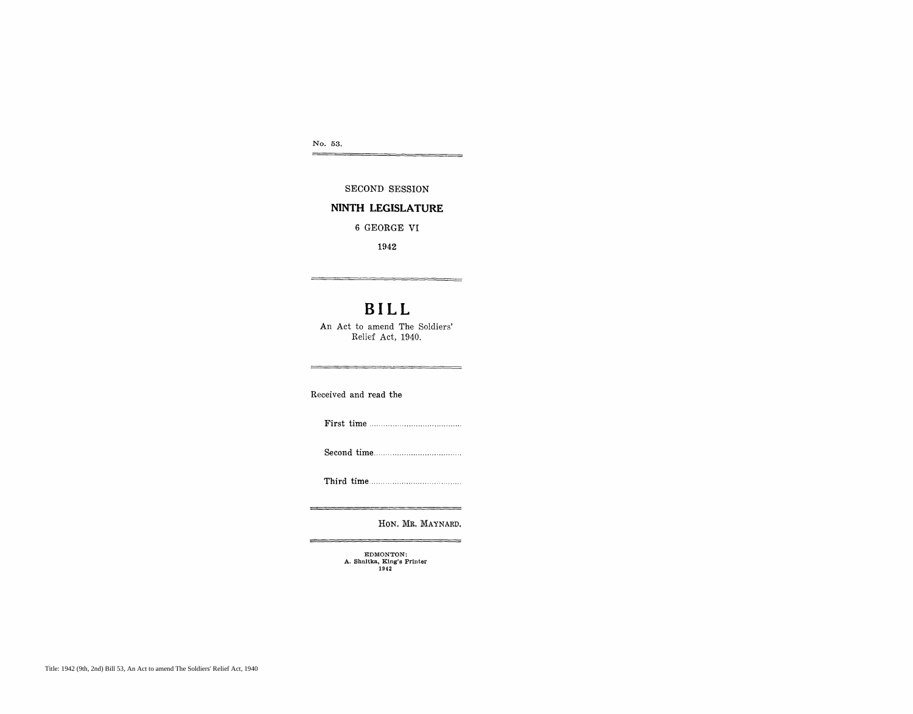No. 53.

SECOND SESSION

**NINTH LEGISLATURE**

6 GEORGE VI

1942

# BILL

An Act to amend The Soldiers' Relief Act, 1940.

Received and read the

First time ........................................

Second time........................................

Third time ........................................

HON. MR. MAYNARD.

EDMONTON:
A. Shnitka, King's Printer
1942

Title: 1942 (9th, 2nd) Bill 53, An Act to amend The Soldiers' Relief Act, 1940